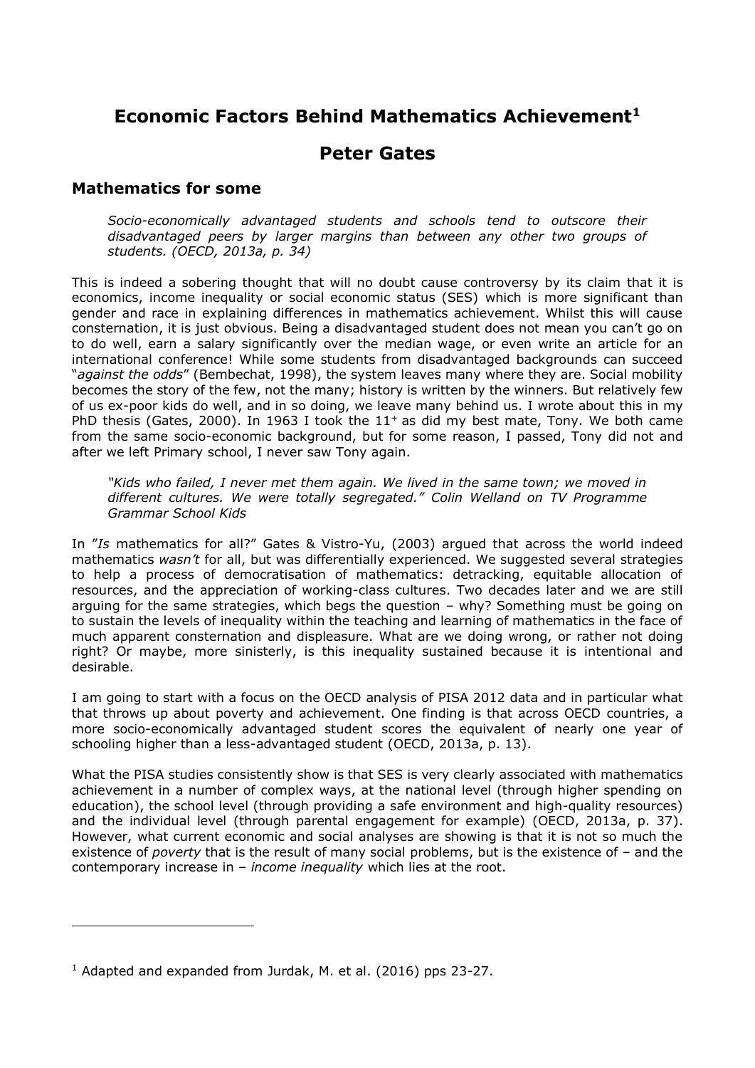# Economic Factors Behind Mathematics Achievement[1]

# Peter Gates

## Mathematics for some

> *Socio-economically advantaged students and schools tend to outscore their disadvantaged peers by larger margins than between any other two groups of students. (OECD, 2013a, p. 34)*

This is indeed a sobering thought that will no doubt cause controversy by its claim that it is economics, income inequality or social economic status (SES) which is more significant than gender and race in explaining differences in mathematics achievement. Whilst this will cause consternation, it is just obvious. Being a disadvantaged student does not mean you can't go on to do well, earn a salary significantly over the median wage, or even write an article for an international conference! While some students from disadvantaged backgrounds can succeed "*against the odds*" (Bembechat, 1998), the system leaves many where they are. Social mobility becomes the story of the few, not the many; history is written by the winners. But relatively few of us ex-poor kids do well, and in so doing, we leave many behind us. I wrote about this in my PhD thesis (Gates, 2000). In 1963 I took the $11^+$ as did my best mate, Tony. We both came from the same socio-economic background, but for some reason, I passed, Tony did not and after we left Primary school, I never saw Tony again.

> *"Kids who failed, I never met them again. We lived in the same town; we moved in different cultures. We were totally segregated." Colin Welland on TV Programme Grammar School Kids*

In "*Is* mathematics for all?" Gates & Vistro-Yu, (2003) argued that across the world indeed mathematics *wasn't* for all, but was differentially experienced. We suggested several strategies to help a process of democratisation of mathematics: detracking, equitable allocation of resources, and the appreciation of working-class cultures. Two decades later and we are still arguing for the same strategies, which begs the question – why? Something must be going on to sustain the levels of inequality within the teaching and learning of mathematics in the face of much apparent consternation and displeasure. What are we doing wrong, or rather not doing right? Or maybe, more sinisterly, is this inequality sustained because it is intentional and desirable.

I am going to start with a focus on the OECD analysis of PISA 2012 data and in particular what that throws up about poverty and achievement. One finding is that across OECD countries, a more socio-economically advantaged student scores the equivalent of nearly one year of schooling higher than a less-advantaged student (OECD, 2013a, p. 13).

What the PISA studies consistently show is that SES is very clearly associated with mathematics achievement in a number of complex ways, at the national level (through higher spending on education), the school level (through providing a safe environment and high-quality resources) and the individual level (through parental engagement for example) (OECD, 2013a, p. 37). However, what current economic and social analyses are showing is that it is not so much the existence of *poverty* that is the result of many social problems, but is the existence of – and the contemporary increase in – *income inequality* which lies at the root.

---

[1] Adapted and expanded from Jurdak, M. et al. (2016) pps 23-27.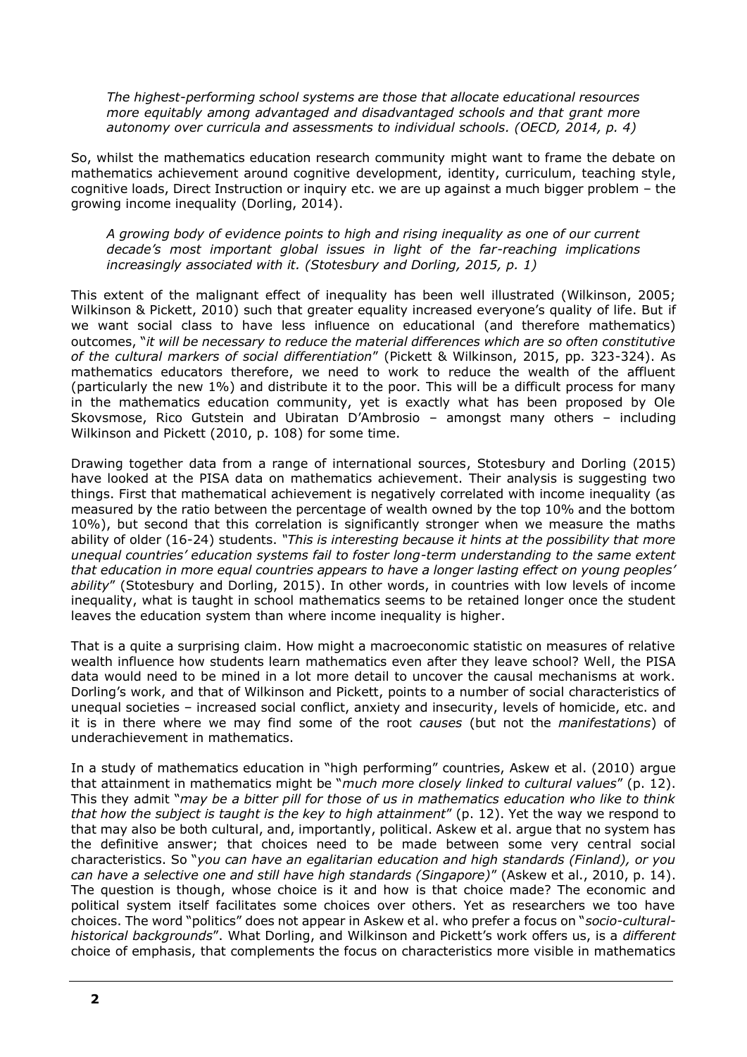*The highest-performing school systems are those that allocate educational resources more equitably among advantaged and disadvantaged schools and that grant more autonomy over curricula and assessments to individual schools. (OECD, 2014, p. 4)*

So, whilst the mathematics education research community might want to frame the debate on mathematics achievement around cognitive development, identity, curriculum, teaching style, cognitive loads, Direct Instruction or inquiry etc. we are up against a much bigger problem – the growing income inequality (Dorling, 2014).

*A growing body of evidence points to high and rising inequality as one of our current decade's most important global issues in light of the far-reaching implications increasingly associated with it. (Stotesbury and Dorling, 2015, p. 1)*

This extent of the malignant effect of inequality has been well illustrated (Wilkinson, 2005; Wilkinson & Pickett, 2010) such that greater equality increased everyone's quality of life. But if we want social class to have less influence on educational (and therefore mathematics) outcomes, "*it will be necessary to reduce the material differences which are so often constitutive of the cultural markers of social differentiation*" (Pickett & Wilkinson, 2015, pp. 323-324). As mathematics educators therefore, we need to work to reduce the wealth of the affluent (particularly the new 1%) and distribute it to the poor. This will be a difficult process for many in the mathematics education community, yet is exactly what has been proposed by Ole Skovsmose, Rico Gutstein and Ubiratan D'Ambrosio – amongst many others – including Wilkinson and Pickett (2010, p. 108) for some time.

Drawing together data from a range of international sources, Stotesbury and Dorling (2015) have looked at the PISA data on mathematics achievement. Their analysis is suggesting two things. First that mathematical achievement is negatively correlated with income inequality (as measured by the ratio between the percentage of wealth owned by the top 10% and the bottom 10%), but second that this correlation is significantly stronger when we measure the maths ability of older (16-24) students. "*This is interesting because it hints at the possibility that more unequal countries' education systems fail to foster long-term understanding to the same extent that education in more equal countries appears to have a longer lasting effect on young peoples' ability*" (Stotesbury and Dorling, 2015). In other words, in countries with low levels of income inequality, what is taught in school mathematics seems to be retained longer once the student leaves the education system than where income inequality is higher.

That is a quite a surprising claim. How might a macroeconomic statistic on measures of relative wealth influence how students learn mathematics even after they leave school? Well, the PISA data would need to be mined in a lot more detail to uncover the causal mechanisms at work. Dorling's work, and that of Wilkinson and Pickett, points to a number of social characteristics of unequal societies – increased social conflict, anxiety and insecurity, levels of homicide, etc. and it is in there where we may find some of the root *causes* (but not the *manifestations*) of underachievement in mathematics.

In a study of mathematics education in "high performing" countries, Askew et al. (2010) argue that attainment in mathematics might be "*much more closely linked to cultural values*" (p. 12). This they admit "*may be a bitter pill for those of us in mathematics education who like to think that how the subject is taught is the key to high attainment*" (p. 12). Yet the way we respond to that may also be both cultural, and, importantly, political. Askew et al. argue that no system has the definitive answer; that choices need to be made between some very central social characteristics. So "*you can have an egalitarian education and high standards (Finland), or you can have a selective one and still have high standards (Singapore)*" (Askew et al., 2010, p. 14). The question is though, whose choice is it and how is that choice made? The economic and political system itself facilitates some choices over others. Yet as researchers we too have choices. The word "politics" does not appear in Askew et al. who prefer a focus on "*socio-cultural-historical backgrounds*". What Dorling, and Wilkinson and Pickett's work offers us, is a *different* choice of emphasis, that complements the focus on characteristics more visible in mathematics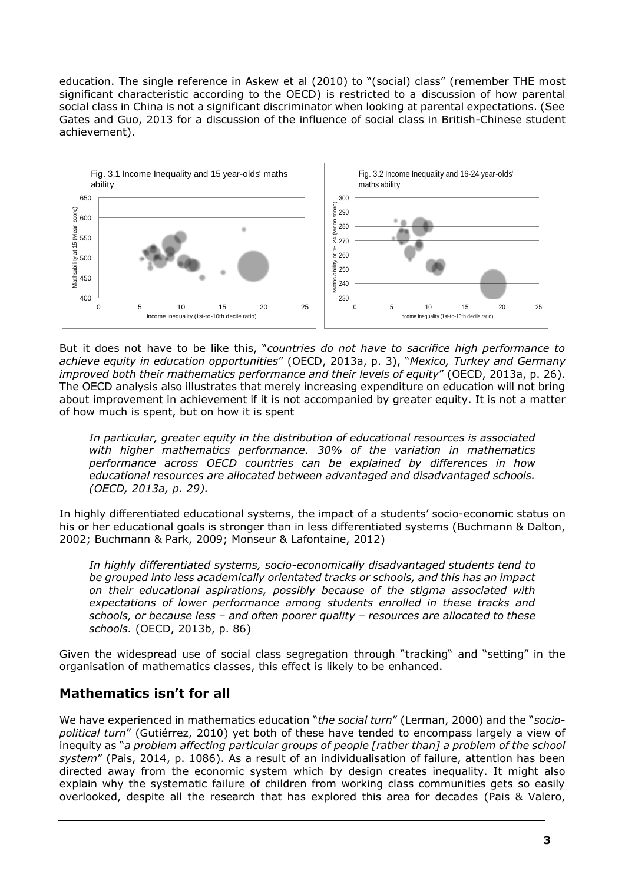education. The single reference in Askew et al (2010) to "(social) class" (remember THE most significant characteristic according to the OECD) is restricted to a discussion of how parental social class in China is not a significant discriminator when looking at parental expectations. (See Gates and Guo, 2013 for a discussion of the influence of social class in British-Chinese student achievement).

Fig. 3.1 Income Inequality and 15 year-olds' maths ability

Fig. 3.2 Income Inequality and 16-24 year-olds' maths ability

But it does not have to be like this, "*countries do not have to sacrifice high performance to achieve equity in education opportunities*" (OECD, 2013a, p. 3), "*Mexico, Turkey and Germany improved both their mathematics performance and their levels of equity*" (OECD, 2013a, p. 26). The OECD analysis also illustrates that merely increasing expenditure on education will not bring about improvement in achievement if it is not accompanied by greater equity. It is not a matter of how much is spent, but on how it is spent

> *In particular, greater equity in the distribution of educational resources is associated with higher mathematics performance. 30% of the variation in mathematics performance across OECD countries can be explained by differences in how educational resources are allocated between advantaged and disadvantaged schools. (OECD, 2013a, p. 29).*

In highly differentiated educational systems, the impact of a students' socio-economic status on his or her educational goals is stronger than in less differentiated systems (Buchmann & Dalton, 2002; Buchmann & Park, 2009; Monseur & Lafontaine, 2012)

> *In highly differentiated systems, socio-economically disadvantaged students tend to be grouped into less academically orientated tracks or schools, and this has an impact on their educational aspirations, possibly because of the stigma associated with expectations of lower performance among students enrolled in these tracks and schools, or because less – and often poorer quality – resources are allocated to these schools.* (OECD, 2013b, p. 86)

Given the widespread use of social class segregation through "tracking" and "setting" in the organisation of mathematics classes, this effect is likely to be enhanced.

## Mathematics isn't for all

We have experienced in mathematics education "*the social turn*" (Lerman, 2000) and the "*socio-political turn*" (Gutiérrez, 2010) yet both of these have tended to encompass largely a view of inequity as "*a problem affecting particular groups of people [rather than] a problem of the school system*" (Pais, 2014, p. 1086). As a result of an individualisation of failure, attention has been directed away from the economic system which by design creates inequality. It might also explain why the systematic failure of children from working class communities gets so easily overlooked, despite all the research that has explored this area for decades (Pais & Valero,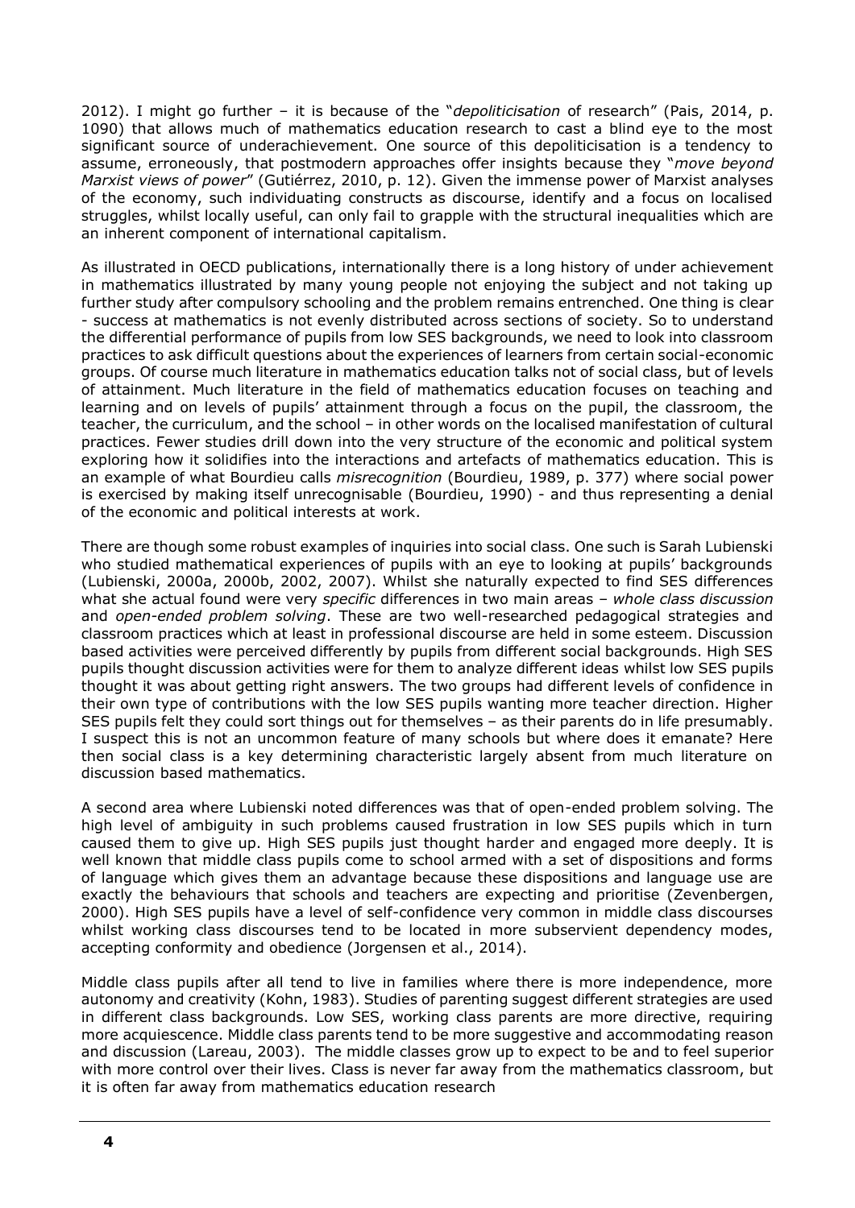2012). I might go further – it is because of the "*depoliticisation* of research" (Pais, 2014, p. 1090) that allows much of mathematics education research to cast a blind eye to the most significant source of underachievement. One source of this depoliticisation is a tendency to assume, erroneously, that postmodern approaches offer insights because they "*move beyond Marxist views of power*" (Gutiérrez, 2010, p. 12). Given the immense power of Marxist analyses of the economy, such individuating constructs as discourse, identify and a focus on localised struggles, whilst locally useful, can only fail to grapple with the structural inequalities which are an inherent component of international capitalism.

As illustrated in OECD publications, internationally there is a long history of under achievement in mathematics illustrated by many young people not enjoying the subject and not taking up further study after compulsory schooling and the problem remains entrenched. One thing is clear - success at mathematics is not evenly distributed across sections of society. So to understand the differential performance of pupils from low SES backgrounds, we need to look into classroom practices to ask difficult questions about the experiences of learners from certain social-economic groups. Of course much literature in mathematics education talks not of social class, but of levels of attainment. Much literature in the field of mathematics education focuses on teaching and learning and on levels of pupils' attainment through a focus on the pupil, the classroom, the teacher, the curriculum, and the school – in other words on the localised manifestation of cultural practices. Fewer studies drill down into the very structure of the economic and political system exploring how it solidifies into the interactions and artefacts of mathematics education. This is an example of what Bourdieu calls *misrecognition* (Bourdieu, 1989, p. 377) where social power is exercised by making itself unrecognisable (Bourdieu, 1990) - and thus representing a denial of the economic and political interests at work.

There are though some robust examples of inquiries into social class. One such is Sarah Lubienski who studied mathematical experiences of pupils with an eye to looking at pupils' backgrounds (Lubienski, 2000a, 2000b, 2002, 2007). Whilst she naturally expected to find SES differences what she actual found were very *specific* differences in two main areas – *whole class discussion* and *open-ended problem solving*. These are two well-researched pedagogical strategies and classroom practices which at least in professional discourse are held in some esteem. Discussion based activities were perceived differently by pupils from different social backgrounds. High SES pupils thought discussion activities were for them to analyze different ideas whilst low SES pupils thought it was about getting right answers. The two groups had different levels of confidence in their own type of contributions with the low SES pupils wanting more teacher direction. Higher SES pupils felt they could sort things out for themselves – as their parents do in life presumably. I suspect this is not an uncommon feature of many schools but where does it emanate? Here then social class is a key determining characteristic largely absent from much literature on discussion based mathematics.

A second area where Lubienski noted differences was that of open-ended problem solving. The high level of ambiguity in such problems caused frustration in low SES pupils which in turn caused them to give up. High SES pupils just thought harder and engaged more deeply. It is well known that middle class pupils come to school armed with a set of dispositions and forms of language which gives them an advantage because these dispositions and language use are exactly the behaviours that schools and teachers are expecting and prioritise (Zevenbergen, 2000). High SES pupils have a level of self-confidence very common in middle class discourses whilst working class discourses tend to be located in more subservient dependency modes, accepting conformity and obedience (Jorgensen et al., 2014).

Middle class pupils after all tend to live in families where there is more independence, more autonomy and creativity (Kohn, 1983). Studies of parenting suggest different strategies are used in different class backgrounds. Low SES, working class parents are more directive, requiring more acquiescence. Middle class parents tend to be more suggestive and accommodating reason and discussion (Lareau, 2003). The middle classes grow up to expect to be and to feel superior with more control over their lives. Class is never far away from the mathematics classroom, but it is often far away from mathematics education research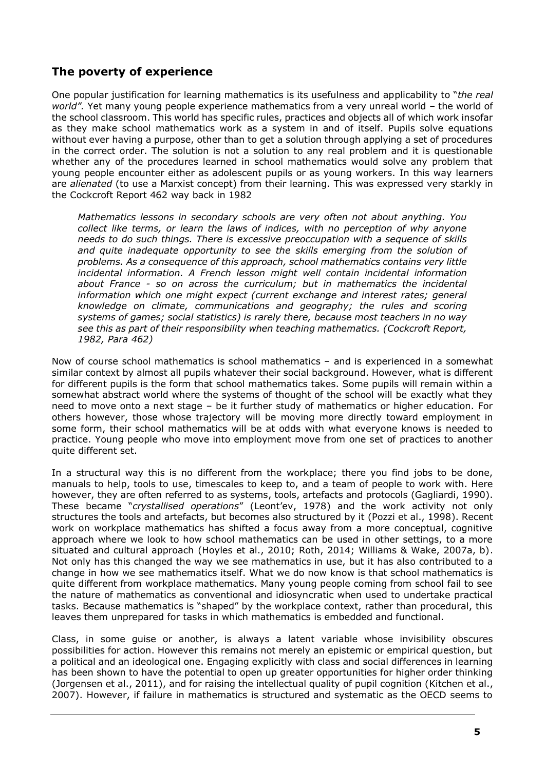## The poverty of experience

One popular justification for learning mathematics is its usefulness and applicability to "*the real world".* Yet many young people experience mathematics from a very unreal world – the world of the school classroom. This world has specific rules, practices and objects all of which work insofar as they make school mathematics work as a system in and of itself. Pupils solve equations without ever having a purpose, other than to get a solution through applying a set of procedures in the correct order. The solution is not a solution to any real problem and it is questionable whether any of the procedures learned in school mathematics would solve any problem that young people encounter either as adolescent pupils or as young workers. In this way learners are *alienated* (to use a Marxist concept) from their learning. This was expressed very starkly in the Cockcroft Report 462 way back in 1982

> *Mathematics lessons in secondary schools are very often not about anything. You collect like terms, or learn the laws of indices, with no perception of why anyone needs to do such things. There is excessive preoccupation with a sequence of skills and quite inadequate opportunity to see the skills emerging from the solution of problems. As a consequence of this approach, school mathematics contains very little incidental information. A French lesson might well contain incidental information about France - so on across the curriculum; but in mathematics the incidental information which one might expect (current exchange and interest rates; general knowledge on climate, communications and geography; the rules and scoring systems of games; social statistics) is rarely there, because most teachers in no way see this as part of their responsibility when teaching mathematics. (Cockcroft Report, 1982, Para 462)*

Now of course school mathematics is school mathematics – and is experienced in a somewhat similar context by almost all pupils whatever their social background. However, what is different for different pupils is the form that school mathematics takes. Some pupils will remain within a somewhat abstract world where the systems of thought of the school will be exactly what they need to move onto a next stage – be it further study of mathematics or higher education. For others however, those whose trajectory will be moving more directly toward employment in some form, their school mathematics will be at odds with what everyone knows is needed to practice. Young people who move into employment move from one set of practices to another quite different set.

In a structural way this is no different from the workplace; there you find jobs to be done, manuals to help, tools to use, timescales to keep to, and a team of people to work with. Here however, they are often referred to as systems, tools, artefacts and protocols (Gagliardi, 1990). These became "*crystallised operations*" (Leont'ev, 1978) and the work activity not only structures the tools and artefacts, but becomes also structured by it (Pozzi et al., 1998). Recent work on workplace mathematics has shifted a focus away from a more conceptual, cognitive approach where we look to how school mathematics can be used in other settings, to a more situated and cultural approach (Hoyles et al., 2010; Roth, 2014; Williams & Wake, 2007a, b). Not only has this changed the way we see mathematics in use, but it has also contributed to a change in how we see mathematics itself. What we do now know is that school mathematics is quite different from workplace mathematics. Many young people coming from school fail to see the nature of mathematics as conventional and idiosyncratic when used to undertake practical tasks. Because mathematics is "shaped" by the workplace context, rather than procedural, this leaves them unprepared for tasks in which mathematics is embedded and functional.

Class, in some guise or another, is always a latent variable whose invisibility obscures possibilities for action. However this remains not merely an epistemic or empirical question, but a political and an ideological one. Engaging explicitly with class and social differences in learning has been shown to have the potential to open up greater opportunities for higher order thinking (Jorgensen et al., 2011), and for raising the intellectual quality of pupil cognition (Kitchen et al., 2007). However, if failure in mathematics is structured and systematic as the OECD seems to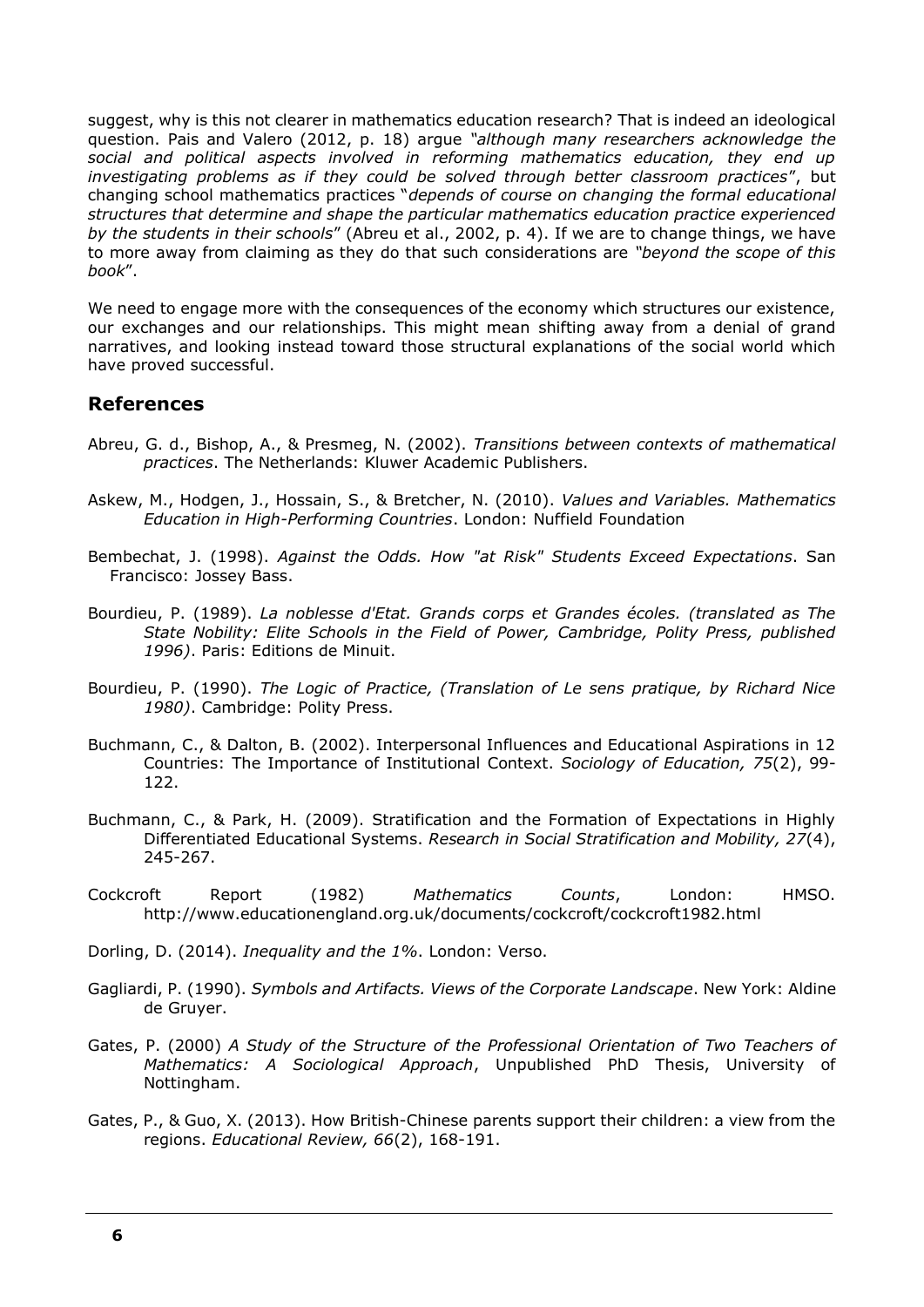suggest, why is this not clearer in mathematics education research? That is indeed an ideological question. Pais and Valero (2012, p. 18) argue *"although many researchers acknowledge the social and political aspects involved in reforming mathematics education, they end up investigating problems as if they could be solved through better classroom practices"*, but changing school mathematics practices "*depends of course on changing the formal educational structures that determine and shape the particular mathematics education practice experienced by the students in their schools*" (Abreu et al., 2002, p. 4). If we are to change things, we have to more away from claiming as they do that such considerations are *"beyond the scope of this book*".

We need to engage more with the consequences of the economy which structures our existence, our exchanges and our relationships. This might mean shifting away from a denial of grand narratives, and looking instead toward those structural explanations of the social world which have proved successful.

## References

Abreu, G. d., Bishop, A., & Presmeg, N. (2002). *Transitions between contexts of mathematical practices*. The Netherlands: Kluwer Academic Publishers.

Askew, M., Hodgen, J., Hossain, S., & Bretcher, N. (2010). *Values and Variables. Mathematics Education in High-Performing Countries*. London: Nuffield Foundation

Bembechat, J. (1998). *Against the Odds. How "at Risk" Students Exceed Expectations*. San Francisco: Jossey Bass.

Bourdieu, P. (1989). *La noblesse d'Etat. Grands corps et Grandes écoles. (translated as The State Nobility: Elite Schools in the Field of Power, Cambridge, Polity Press, published 1996)*. Paris: Editions de Minuit.

Bourdieu, P. (1990). *The Logic of Practice, (Translation of Le sens pratique, by Richard Nice 1980)*. Cambridge: Polity Press.

Buchmann, C., & Dalton, B. (2002). Interpersonal Influences and Educational Aspirations in 12 Countries: The Importance of Institutional Context. *Sociology of Education, 75*(2), 99-122.

Buchmann, C., & Park, H. (2009). Stratification and the Formation of Expectations in Highly Differentiated Educational Systems. *Research in Social Stratification and Mobility, 27*(4), 245-267.

Cockcroft Report (1982) *Mathematics Counts*, London: HMSO. http://www.educationengland.org.uk/documents/cockcroft/cockcroft1982.html

Dorling, D. (2014). *Inequality and the 1%*. London: Verso.

Gagliardi, P. (1990). *Symbols and Artifacts. Views of the Corporate Landscape*. New York: Aldine de Gruyer.

Gates, P. (2000) *A Study of the Structure of the Professional Orientation of Two Teachers of Mathematics: A Sociological Approach*, Unpublished PhD Thesis, University of Nottingham.

Gates, P., & Guo, X. (2013). How British-Chinese parents support their children: a view from the regions. *Educational Review, 66*(2), 168-191.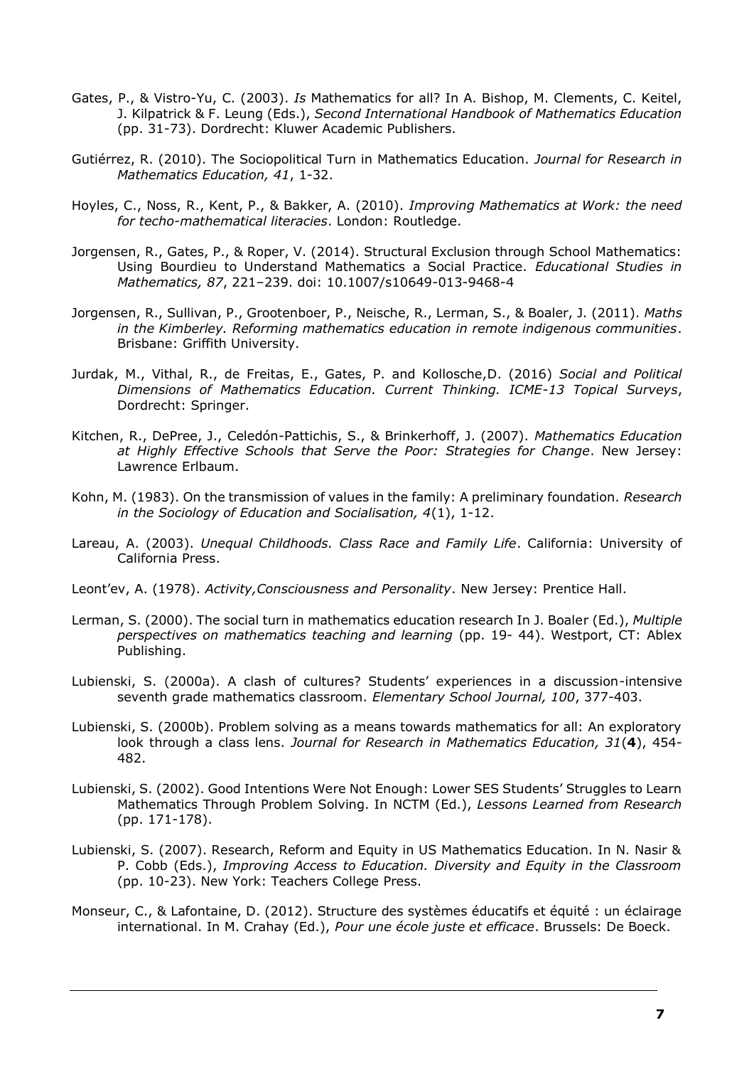Gates, P., & Vistro-Yu, C. (2003). *Is* Mathematics for all? In A. Bishop, M. Clements, C. Keitel, J. Kilpatrick & F. Leung (Eds.), *Second International Handbook of Mathematics Education* (pp. 31-73). Dordrecht: Kluwer Academic Publishers.

Gutiérrez, R. (2010). The Sociopolitical Turn in Mathematics Education. *Journal for Research in Mathematics Education, 41*, 1-32.

Hoyles, C., Noss, R., Kent, P., & Bakker, A. (2010). *Improving Mathematics at Work: the need for techo-mathematical literacies*. London: Routledge.

Jorgensen, R., Gates, P., & Roper, V. (2014). Structural Exclusion through School Mathematics: Using Bourdieu to Understand Mathematics a Social Practice. *Educational Studies in Mathematics, 87*, 221–239. doi: 10.1007/s10649-013-9468-4

Jorgensen, R., Sullivan, P., Grootenboer, P., Neische, R., Lerman, S., & Boaler, J. (2011). *Maths in the Kimberley. Reforming mathematics education in remote indigenous communities*. Brisbane: Griffith University.

Jurdak, M., Vithal, R., de Freitas, E., Gates, P. and Kollosche,D. (2016) *Social and Political Dimensions of Mathematics Education. Current Thinking. ICME-13 Topical Surveys*, Dordrecht: Springer.

Kitchen, R., DePree, J., Celedón-Pattichis, S., & Brinkerhoff, J. (2007). *Mathematics Education at Highly Effective Schools that Serve the Poor: Strategies for Change*. New Jersey: Lawrence Erlbaum.

Kohn, M. (1983). On the transmission of values in the family: A preliminary foundation. *Research in the Sociology of Education and Socialisation, 4*(1), 1-12.

Lareau, A. (2003). *Unequal Childhoods. Class Race and Family Life*. California: University of California Press.

Leont'ev, A. (1978). *Activity,Consciousness and Personality*. New Jersey: Prentice Hall.

Lerman, S. (2000). The social turn in mathematics education research In J. Boaler (Ed.), *Multiple perspectives on mathematics teaching and learning* (pp. 19- 44). Westport, CT: Ablex Publishing.

Lubienski, S. (2000a). A clash of cultures? Students' experiences in a discussion-intensive seventh grade mathematics classroom. *Elementary School Journal, 100*, 377-403.

Lubienski, S. (2000b). Problem solving as a means towards mathematics for all: An exploratory look through a class lens. *Journal for Research in Mathematics Education, 31*(**4**), 454-482.

Lubienski, S. (2002). Good Intentions Were Not Enough: Lower SES Students' Struggles to Learn Mathematics Through Problem Solving. In NCTM (Ed.), *Lessons Learned from Research* (pp. 171-178).

Lubienski, S. (2007). Research, Reform and Equity in US Mathematics Education. In N. Nasir & P. Cobb (Eds.), *Improving Access to Education. Diversity and Equity in the Classroom* (pp. 10-23). New York: Teachers College Press.

Monseur, C., & Lafontaine, D. (2012). Structure des systèmes éducatifs et équité : un éclairage international. In M. Crahay (Ed.), *Pour une école juste et efficace*. Brussels: De Boeck.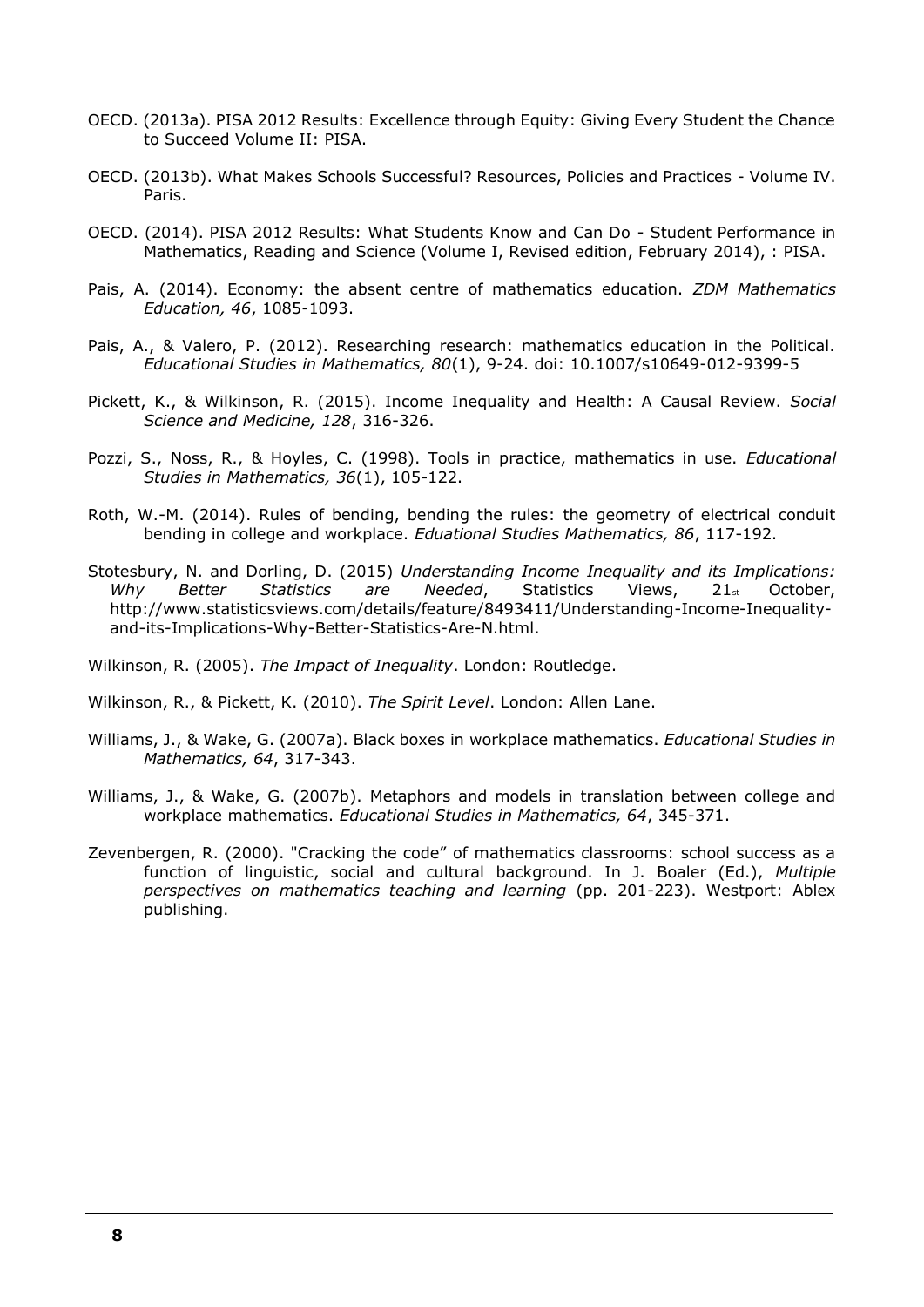OECD. (2013a). PISA 2012 Results: Excellence through Equity: Giving Every Student the Chance to Succeed Volume II: PISA.

OECD. (2013b). What Makes Schools Successful? Resources, Policies and Practices - Volume IV. Paris.

OECD. (2014). PISA 2012 Results: What Students Know and Can Do - Student Performance in Mathematics, Reading and Science (Volume I, Revised edition, February 2014), : PISA.

Pais, A. (2014). Economy: the absent centre of mathematics education. *ZDM Mathematics Education, 46*, 1085-1093.

Pais, A., & Valero, P. (2012). Researching research: mathematics education in the Political. *Educational Studies in Mathematics, 80*(1), 9-24. doi: 10.1007/s10649-012-9399-5

Pickett, K., & Wilkinson, R. (2015). Income Inequality and Health: A Causal Review. *Social Science and Medicine, 128*, 316-326.

Pozzi, S., Noss, R., & Hoyles, C. (1998). Tools in practice, mathematics in use. *Educational Studies in Mathematics, 36*(1), 105-122.

Roth, W.-M. (2014). Rules of bending, bending the rules: the geometry of electrical conduit bending in college and workplace. *Eduational Studies Mathematics, 86*, 117-192.

Stotesbury, N. and Dorling, D. (2015) *Understanding Income Inequality and its Implications: Why Better Statistics are Needed*, Statistics Views, 21st October, http://www.statisticsviews.com/details/feature/8493411/Understanding-Income-Inequality-and-its-Implications-Why-Better-Statistics-Are-N.html.

Wilkinson, R. (2005). *The Impact of Inequality*. London: Routledge.

Wilkinson, R., & Pickett, K. (2010). *The Spirit Level*. London: Allen Lane.

Williams, J., & Wake, G. (2007a). Black boxes in workplace mathematics. *Educational Studies in Mathematics, 64*, 317-343.

Williams, J., & Wake, G. (2007b). Metaphors and models in translation between college and workplace mathematics. *Educational Studies in Mathematics, 64*, 345-371.

Zevenbergen, R. (2000). "Cracking the code" of mathematics classrooms: school success as a function of linguistic, social and cultural background. In J. Boaler (Ed.), *Multiple perspectives on mathematics teaching and learning* (pp. 201-223). Westport: Ablex publishing.